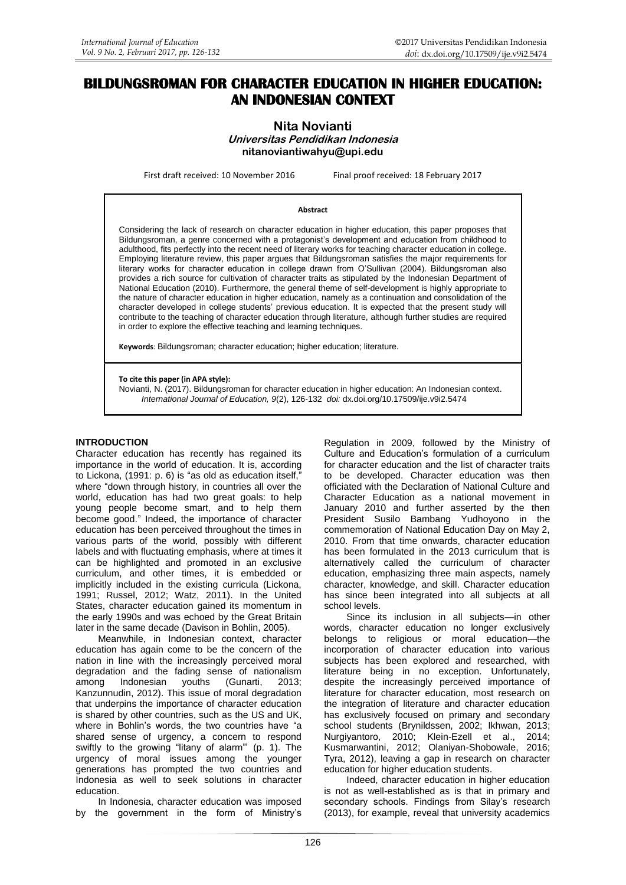# BILDUNGSROMAN FOR CHARACTER EDUCATION IN HIGHER EDUCATION: AN INDONESIAN CONTEXT

**Nita Novianti**
***Universitas Pendidikan Indonesia***
**nitanoviantiwahyu@upi.edu**

First draft received: 10 November 2016 Final proof received: 18 February 2017

**Abstract**

Considering the lack of research on character education in higher education, this paper proposes that Bildungsroman, a genre concerned with a protagonist's development and education from childhood to adulthood, fits perfectly into the recent need of literary works for teaching character education in college. Employing literature review, this paper argues that Bildungsroman satisfies the major requirements for literary works for character education in college drawn from O'Sullivan (2004). Bildungsroman also provides a rich source for cultivation of character traits as stipulated by the Indonesian Department of National Education (2010). Furthermore, the general theme of self-development is highly appropriate to the nature of character education in higher education, namely as a continuation and consolidation of the character developed in college students' previous education. It is expected that the present study will contribute to the teaching of character education through literature, although further studies are required in order to explore the effective teaching and learning techniques.

**Keywords**: Bildungsroman; character education; higher education; literature.

**To cite this paper (in APA style):**
Novianti, N. (2017). Bildungsroman for character education in higher education: An Indonesian context. *International Journal of Education, 9*(2), 126-132 *doi:* dx.doi.org/10.17509/ije.v9i2.5474

## INTRODUCTION

Character education has recently has regained its importance in the world of education. It is, according to Lickona, (1991: p. 6) is "as old as education itself," where "down through history, in countries all over the world, education has had two great goals: to help young people become smart, and to help them become good." Indeed, the importance of character education has been perceived throughout the times in various parts of the world, possibly with different labels and with fluctuating emphasis, where at times it can be highlighted and promoted in an exclusive curriculum, and other times, it is embedded or implicitly included in the existing curricula (Lickona, 1991; Russel, 2012; Watz, 2011). In the United States, character education gained its momentum in the early 1990s and was echoed by the Great Britain later in the same decade (Davison in Bohlin, 2005).

Meanwhile, in Indonesian context, character education has again come to be the concern of the nation in line with the increasingly perceived moral degradation and the fading sense of nationalism among Indonesian youths (Gunarti, 2013; Kanzunnudin, 2012). This issue of moral degradation that underpins the importance of character education is shared by other countries, such as the US and UK, where in Bohlin's words, the two countries have "a shared sense of urgency, a concern to respond swiftly to the growing "litany of alarm"' (p. 1). The urgency of moral issues among the younger generations has prompted the two countries and Indonesia as well to seek solutions in character education.

In Indonesia, character education was imposed by the government in the form of Ministry's Regulation in 2009, followed by the Ministry of Culture and Education's formulation of a curriculum for character education and the list of character traits to be developed. Character education was then officiated with the Declaration of National Culture and Character Education as a national movement in January 2010 and further asserted by the then President Susilo Bambang Yudhoyono in the commemoration of National Education Day on May 2, 2010. From that time onwards, character education has been formulated in the 2013 curriculum that is alternatively called the curriculum of character education, emphasizing three main aspects, namely character, knowledge, and skill. Character education has since been integrated into all subjects at all school levels.

Since its inclusion in all subjects—in other words, character education no longer exclusively belongs to religious or moral education—the incorporation of character education into various subjects has been explored and researched, with literature being in no exception. Unfortunately, despite the increasingly perceived importance of literature for character education, most research on the integration of literature and character education has exclusively focused on primary and secondary school students (Brynildssen, 2002; Ikhwan, 2013; Nurgiyantoro, 2010; Klein-Ezell et al., 2014; Kusmarwantini, 2012; Olaniyan-Shobowale, 2016; Tyra, 2012), leaving a gap in research on character education for higher education students.

Indeed, character education in higher education is not as well-established as is that in primary and secondary schools. Findings from Silay's research (2013), for example, reveal that university academics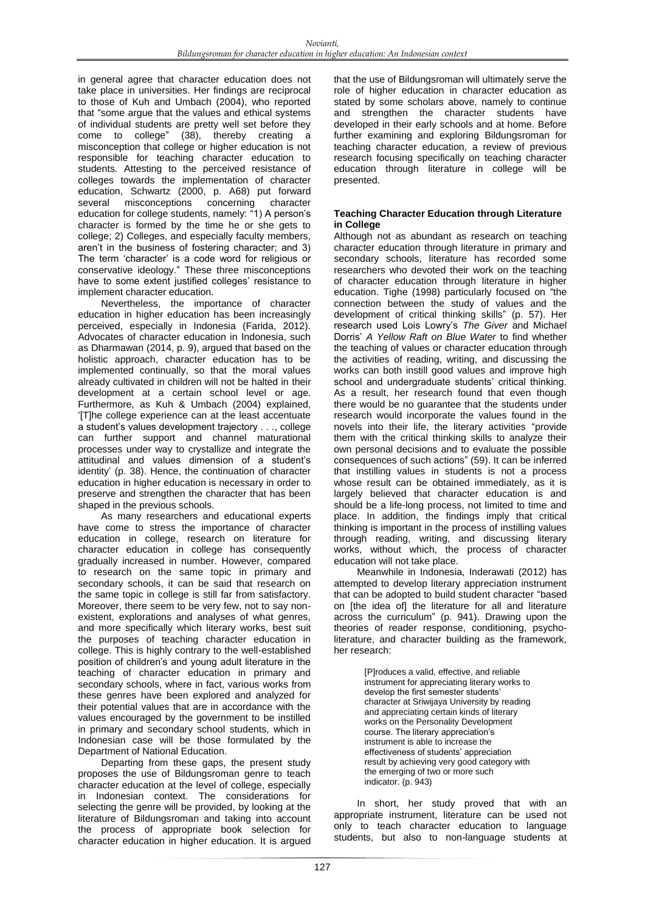in general agree that character education does not take place in universities. Her findings are reciprocal to those of Kuh and Umbach (2004), who reported that "some argue that the values and ethical systems of individual students are pretty well set before they come to college" (38), thereby creating a misconception that college or higher education is not responsible for teaching character education to students. Attesting to the perceived resistance of colleges towards the implementation of character education, Schwartz (2000, p. A68) put forward several misconceptions concerning character education for college students, namely: "1) A person's character is formed by the time he or she gets to college; 2) Colleges, and especially faculty members, aren't in the business of fostering character; and 3) The term 'character' is a code word for religious or conservative ideology." These three misconceptions have to some extent justified colleges' resistance to implement character education.

Nevertheless, the importance of character education in higher education has been increasingly perceived, especially in Indonesia (Farida, 2012). Advocates of character education in Indonesia, such as Dharmawan (2014, p. 9), argued that based on the holistic approach, character education has to be implemented continually, so that the moral values already cultivated in children will not be halted in their development at a certain school level or age. Furthermore, as Kuh & Umbach (2004) explained, '[T]he college experience can at the least accentuate a student's values development trajectory . . ., college can further support and channel maturational processes under way to crystallize and integrate the attitudinal and values dimension of a student's identity' (p. 38). Hence, the continuation of character education in higher education is necessary in order to preserve and strengthen the character that has been shaped in the previous schools.

As many researchers and educational experts have come to stress the importance of character education in college, research on literature for character education in college has consequently gradually increased in number. However, compared to research on the same topic in primary and secondary schools, it can be said that research on the same topic in college is still far from satisfactory. Moreover, there seem to be very few, not to say non-existent, explorations and analyses of what genres, and more specifically which literary works, best suit the purposes of teaching character education in college. This is highly contrary to the well-established position of children's and young adult literature in the teaching of character education in primary and secondary schools, where in fact, various works from these genres have been explored and analyzed for their potential values that are in accordance with the values encouraged by the government to be instilled in primary and secondary school students, which in Indonesian case will be those formulated by the Department of National Education.

Departing from these gaps, the present study proposes the use of Bildungsroman genre to teach character education at the level of college, especially in Indonesian context. The considerations for selecting the genre will be provided, by looking at the literature of Bildungsroman and taking into account the process of appropriate book selection for character education in higher education. It is argued that the use of Bildungsroman will ultimately serve the role of higher education in character education as stated by some scholars above, namely to continue and strengthen the character students have developed in their early schools and at home. Before further examining and exploring Bildungsroman for teaching character education, a review of previous research focusing specifically on teaching character education through literature in college will be presented.

### Teaching Character Education through Literature in College

Although not as abundant as research on teaching character education through literature in primary and secondary schools, literature has recorded some researchers who devoted their work on the teaching of character education through literature in higher education. Tighe (1998) particularly focused on "the connection between the study of values and the development of critical thinking skills" (p. 57). Her research used Lois Lowry's *The Giver* and Michael Dorris' *A Yellow Raft on Blue Water* to find whether the teaching of values or character education through the activities of reading, writing, and discussing the works can both instill good values and improve high school and undergraduate students' critical thinking. As a result, her research found that even though there would be no guarantee that the students under research would incorporate the values found in the novels into their life, the literary activities "provide them with the critical thinking skills to analyze their own personal decisions and to evaluate the possible consequences of such actions" (59). It can be inferred that instilling values in students is not a process whose result can be obtained immediately, as it is largely believed that character education is and should be a life-long process, not limited to time and place. In addition, the findings imply that critical thinking is important in the process of instilling values through reading, writing, and discussing literary works, without which, the process of character education will not take place.

Meanwhile in Indonesia, Inderawati (2012) has attempted to develop literary appreciation instrument that can be adopted to build student character "based on [the idea of] the literature for all and literature across the curriculum" (p. 941). Drawing upon the theories of reader response, conditioning, psycho-literature, and character building as the framework, her research:

> [P]roduces a valid, effective, and reliable instrument for appreciating literary works to develop the first semester students' character at Sriwijaya University by reading and appreciating certain kinds of literary works on the Personality Development course. The literary appreciation's instrument is able to increase the effectiveness of students' appreciation result by achieving very good category with the emerging of two or more such indicator. (p. 943)

In short, her study proved that with an appropriate instrument, literature can be used not only to teach character education to language students, but also to non-language students at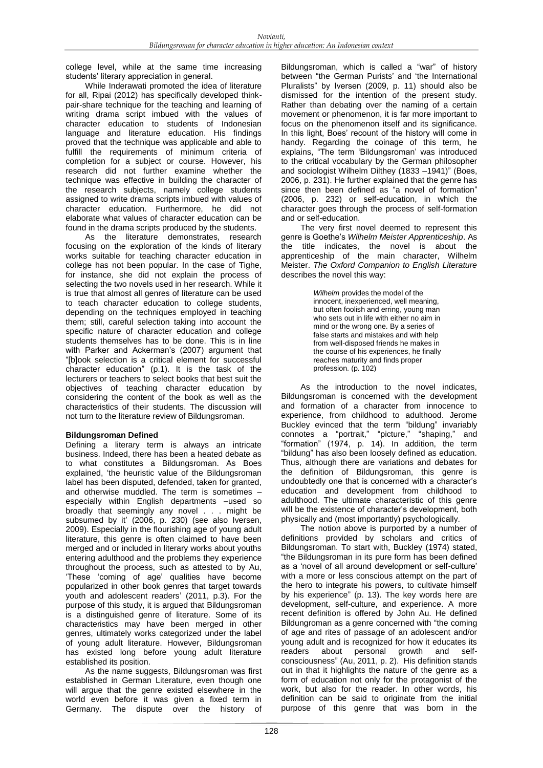college level, while at the same time increasing students' literary appreciation in general.

While Inderawati promoted the idea of literature for all, Ripai (2012) has specifically developed think-pair-share technique for the teaching and learning of writing drama script imbued with the values of character education to students of Indonesian language and literature education. His findings proved that the technique was applicable and able to fulfill the requirements of minimum criteria of completion for a subject or course. However, his research did not further examine whether the technique was effective in building the character of the research subjects, namely college students assigned to write drama scripts imbued with values of character education. Furthermore, he did not elaborate what values of character education can be found in the drama scripts produced by the students.

As the literature demonstrates, research focusing on the exploration of the kinds of literary works suitable for teaching character education in college has not been popular. In the case of Tighe, for instance, she did not explain the process of selecting the two novels used in her research. While it is true that almost all genres of literature can be used to teach character education to college students, depending on the techniques employed in teaching them; still, careful selection taking into account the specific nature of character education and college students themselves has to be done. This is in line with Parker and Ackerman's (2007) argument that "[b]ook selection is a critical element for successful character education" (p.1). It is the task of the lecturers or teachers to select books that best suit the objectives of teaching character education by considering the content of the book as well as the characteristics of their students. The discussion will not turn to the literature review of Bildungsroman.

## Bildungsroman Defined

Defining a literary term is always an intricate business. Indeed, there has been a heated debate as to what constitutes a Bildungsroman. As Boes explained, 'the heuristic value of the Bildungsroman label has been disputed, defended, taken for granted, and otherwise muddled. The term is sometimes – especially within English departments –used so broadly that seemingly any novel . . . might be subsumed by it' (2006, p. 230) (see also Iversen, 2009). Especially in the flourishing age of young adult literature, this genre is often claimed to have been merged and or included in literary works about youths entering adulthood and the problems they experience throughout the process, such as attested to by Au, 'These 'coming of age' qualities have become popularized in other book genres that target towards youth and adolescent readers' (2011, p.3). For the purpose of this study, it is argued that Bildungsroman is a distinguished genre of literature. Some of its characteristics may have been merged in other genres, ultimately works categorized under the label of young adult literature. However, Bildungsroman has existed long before young adult literature established its position.

As the name suggests, Bildungsroman was first established in German Literature, even though one will argue that the genre existed elsewhere in the world even before it was given a fixed term in Germany. The dispute over the history of Bildungsroman, which is called a "war" of history between "the German Purists' and 'the International Pluralists" by Iversen (2009, p. 11) should also be dismissed for the intention of the present study. Rather than debating over the naming of a certain movement or phenomenon, it is far more important to focus on the phenomenon itself and its significance. In this light, Boes' recount of the history will come in handy. Regarding the coinage of this term, he explains, "The term 'Bildungsroman' was introduced to the critical vocabulary by the German philosopher and sociologist Wilhelm Dilthey (1833 –1941)" (Boes, 2006, p. 231). He further explained that the genre has since then been defined as "a novel of formation" (2006, p. 232) or self-education, in which the character goes through the process of self-formation and or self-education.

The very first novel deemed to represent this genre is Goethe's *Wilhelm Meister Apprenticeship*. As the title indicates, the novel is about the apprenticeship of the main character, Wilhelm Meister. *The Oxford Companion to English Literature* describes the novel this way:

> *Wilhelm* provides the model of the innocent, inexperienced, well meaning, but often foolish and erring, young man who sets out in life with either no aim in mind or the wrong one. By a series of false starts and mistakes and with help from well-disposed friends he makes in the course of his experiences, he finally reaches maturity and finds proper profession. (p. 102)

As the introduction to the novel indicates, Bildungsroman is concerned with the development and formation of a character from innocence to experience, from childhood to adulthood. Jerome Buckley evinced that the term "bildung" invariably connotes a "portrait," "picture," "shaping," and "formation" (1974, p. 14). In addition, the term "bildung" has also been loosely defined as education. Thus, although there are variations and debates for the definition of Bildungsroman, this genre is undoubtedly one that is concerned with a character's education and development from childhood to adulthood. The ultimate characteristic of this genre will be the existence of character's development, both physically and (most importantly) psychologically.

The notion above is purported by a number of definitions provided by scholars and critics of Bildungsroman. To start with, Buckley (1974) stated, "the Bildungsroman in its pure form has been defined as a 'novel of all around development or self-culture' with a more or less conscious attempt on the part of the hero to integrate his powers, to cultivate himself by his experience" (p. 13). The key words here are development, self-culture, and experience. A more recent definition is offered by John Au. He defined Bildungroman as a genre concerned with "the coming of age and rites of passage of an adolescent and/or young adult and is recognized for how it educates its readers about personal growth and self-consciousness" (Au, 2011, p. 2). His definition stands out in that it highlights the nature of the genre as a form of education not only for the protagonist of the work, but also for the reader. In other words, his definition can be said to originate from the initial purpose of this genre that was born in the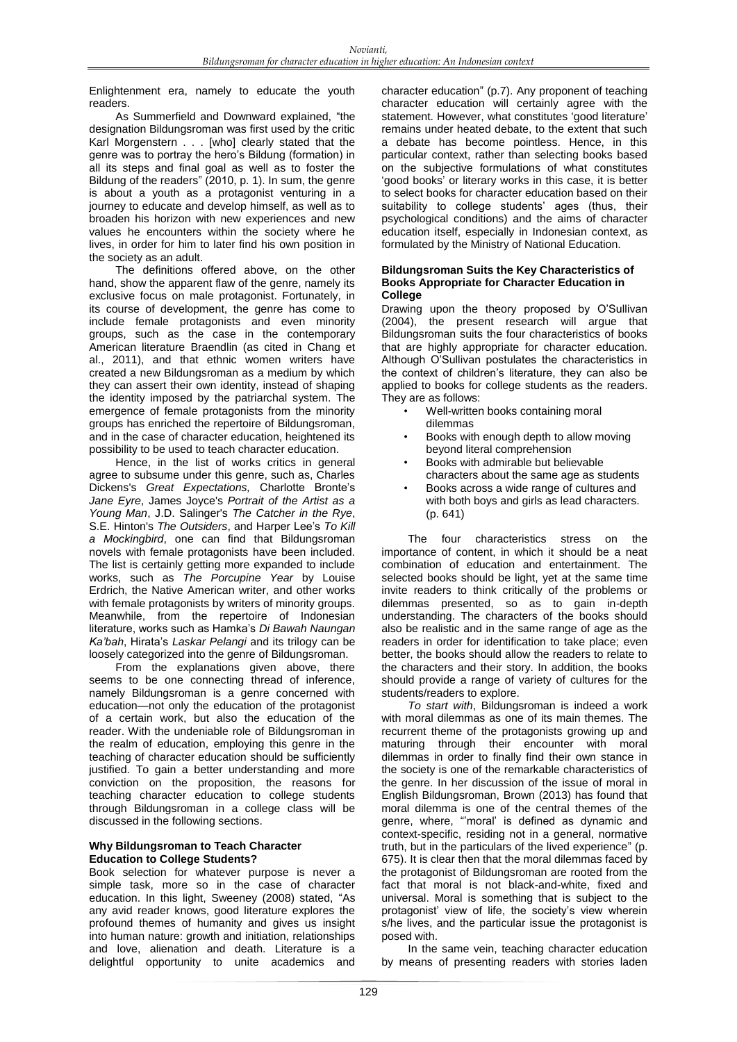Enlightenment era, namely to educate the youth readers.

As Summerfield and Downward explained, "the designation Bildungsroman was first used by the critic Karl Morgenstern . . . [who] clearly stated that the genre was to portray the hero's Bildung (formation) in all its steps and final goal as well as to foster the Bildung of the readers" (2010, p. 1). In sum, the genre is about a youth as a protagonist venturing in a journey to educate and develop himself, as well as to broaden his horizon with new experiences and new values he encounters within the society where he lives, in order for him to later find his own position in the society as an adult.

The definitions offered above, on the other hand, show the apparent flaw of the genre, namely its exclusive focus on male protagonist. Fortunately, in its course of development, the genre has come to include female protagonists and even minority groups, such as the case in the contemporary American literature Braendlin (as cited in Chang et al., 2011), and that ethnic women writers have created a new Bildungsroman as a medium by which they can assert their own identity, instead of shaping the identity imposed by the patriarchal system. The emergence of female protagonists from the minority groups has enriched the repertoire of Bildungsroman, and in the case of character education, heightened its possibility to be used to teach character education.

Hence, in the list of works critics in general agree to subsume under this genre, such as, Charles Dickens's *Great Expectations,* Charlotte Bronte's *Jane Eyre*, James Joyce's *Portrait of the Artist as a Young Man*, J.D. Salinger's *The Catcher in the Rye*, S.E. Hinton's *The Outsiders*, and Harper Lee's *To Kill a Mockingbird*, one can find that Bildungsroman novels with female protagonists have been included. The list is certainly getting more expanded to include works, such as *The Porcupine Year* by Louise Erdrich, the Native American writer, and other works with female protagonists by writers of minority groups. Meanwhile, from the repertoire of Indonesian literature, works such as Hamka's *Di Bawah Naungan Ka'bah*, Hirata's *Laskar Pelangi* and its trilogy can be loosely categorized into the genre of Bildungsroman.

From the explanations given above, there seems to be one connecting thread of inference, namely Bildungsroman is a genre concerned with education—not only the education of the protagonist of a certain work, but also the education of the reader. With the undeniable role of Bildungsroman in the realm of education, employing this genre in the teaching of character education should be sufficiently justified. To gain a better understanding and more conviction on the proposition, the reasons for teaching character education to college students through Bildungsroman in a college class will be discussed in the following sections.

### Why Bildungsroman to Teach Character Education to College Students?

Book selection for whatever purpose is never a simple task, more so in the case of character education. In this light, Sweeney (2008) stated, "As any avid reader knows, good literature explores the profound themes of humanity and gives us insight into human nature: growth and initiation, relationships and love, alienation and death. Literature is a delightful opportunity to unite academics and character education" (p.7). Any proponent of teaching character education will certainly agree with the statement. However, what constitutes 'good literature' remains under heated debate, to the extent that such a debate has become pointless. Hence, in this particular context, rather than selecting books based on the subjective formulations of what constitutes 'good books' or literary works in this case, it is better to select books for character education based on their suitability to college students' ages (thus, their psychological conditions) and the aims of character education itself, especially in Indonesian context, as formulated by the Ministry of National Education.

### Bildungsroman Suits the Key Characteristics of Books Appropriate for Character Education in College

Drawing upon the theory proposed by O'Sullivan (2004), the present research will argue that Bildungsroman suits the four characteristics of books that are highly appropriate for character education. Although O'Sullivan postulates the characteristics in the context of children's literature, they can also be applied to books for college students as the readers. They are as follows:

- Well-written books containing moral dilemmas
- Books with enough depth to allow moving beyond literal comprehension
- Books with admirable but believable characters about the same age as students
- Books across a wide range of cultures and with both boys and girls as lead characters. (p. 641)

The four characteristics stress on the importance of content, in which it should be a neat combination of education and entertainment. The selected books should be light, yet at the same time invite readers to think critically of the problems or dilemmas presented, so as to gain in-depth understanding. The characters of the books should also be realistic and in the same range of age as the readers in order for identification to take place; even better, the books should allow the readers to relate to the characters and their story. In addition, the books should provide a range of variety of cultures for the students/readers to explore.

*To start with*, Bildungsroman is indeed a work with moral dilemmas as one of its main themes. The recurrent theme of the protagonists growing up and maturing through their encounter with moral dilemmas in order to finally find their own stance in the society is one of the remarkable characteristics of the genre. In her discussion of the issue of moral in English Bildungsroman, Brown (2013) has found that moral dilemma is one of the central themes of the genre, where, "'moral' is defined as dynamic and context-specific, residing not in a general, normative truth, but in the particulars of the lived experience" (p. 675). It is clear then that the moral dilemmas faced by the protagonist of Bildungsroman are rooted from the fact that moral is not black-and-white, fixed and universal. Moral is something that is subject to the protagonist' view of life, the society's view wherein s/he lives, and the particular issue the protagonist is posed with.

In the same vein, teaching character education by means of presenting readers with stories laden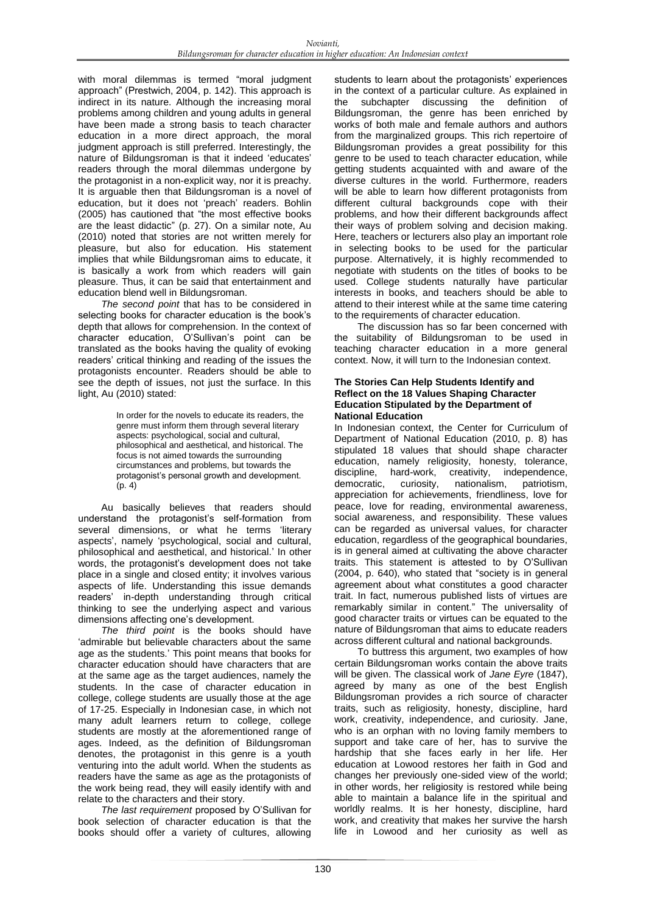with moral dilemmas is termed "moral judgment approach" (Prestwich, 2004, p. 142). This approach is indirect in its nature. Although the increasing moral problems among children and young adults in general have been made a strong basis to teach character education in a more direct approach, the moral judgment approach is still preferred. Interestingly, the nature of Bildungsroman is that it indeed 'educates' readers through the moral dilemmas undergone by the protagonist in a non-explicit way, nor it is preachy. It is arguable then that Bildungsroman is a novel of education, but it does not 'preach' readers. Bohlin (2005) has cautioned that "the most effective books are the least didactic" (p. 27). On a similar note, Au (2010) noted that stories are not written merely for pleasure, but also for education. His statement implies that while Bildungsroman aims to educate, it is basically a work from which readers will gain pleasure. Thus, it can be said that entertainment and education blend well in Bildungsroman.

*The second point* that has to be considered in selecting books for character education is the book's depth that allows for comprehension. In the context of character education, O'Sullivan's point can be translated as the books having the quality of evoking readers' critical thinking and reading of the issues the protagonists encounter. Readers should be able to see the depth of issues, not just the surface. In this light, Au (2010) stated:

> In order for the novels to educate its readers, the genre must inform them through several literary aspects: psychological, social and cultural, philosophical and aesthetical, and historical. The focus is not aimed towards the surrounding circumstances and problems, but towards the protagonist's personal growth and development. (p. 4)

Au basically believes that readers should understand the protagonist's self-formation from several dimensions, or what he terms 'literary aspects', namely 'psychological, social and cultural, philosophical and aesthetical, and historical.' In other words, the protagonist's development does not take place in a single and closed entity; it involves various aspects of life. Understanding this issue demands readers' in-depth understanding through critical thinking to see the underlying aspect and various dimensions affecting one's development.

*The third point* is the books should have 'admirable but believable characters about the same age as the students.' This point means that books for character education should have characters that are at the same age as the target audiences, namely the students. In the case of character education in college, college students are usually those at the age of 17-25. Especially in Indonesian case, in which not many adult learners return to college, college students are mostly at the aforementioned range of ages. Indeed, as the definition of Bildungsroman denotes, the protagonist in this genre is a youth venturing into the adult world. When the students as readers have the same as age as the protagonists of the work being read, they will easily identify with and relate to the characters and their story.

*The last requirement* proposed by O'Sullivan for book selection of character education is that the books should offer a variety of cultures, allowing students to learn about the protagonists' experiences in the context of a particular culture. As explained in the subchapter discussing the definition of Bildungsroman, the genre has been enriched by works of both male and female authors and authors from the marginalized groups. This rich repertoire of Bildungsroman provides a great possibility for this genre to be used to teach character education, while getting students acquainted with and aware of the diverse cultures in the world. Furthermore, readers will be able to learn how different protagonists from different cultural backgrounds cope with their problems, and how their different backgrounds affect their ways of problem solving and decision making. Here, teachers or lecturers also play an important role in selecting books to be used for the particular purpose. Alternatively, it is highly recommended to negotiate with students on the titles of books to be used. College students naturally have particular interests in books, and teachers should be able to attend to their interest while at the same time catering to the requirements of character education.

The discussion has so far been concerned with the suitability of Bildungsroman to be used in teaching character education in a more general context. Now, it will turn to the Indonesian context.

## The Stories Can Help Students Identify and Reflect on the 18 Values Shaping Character Education Stipulated by the Department of National Education

In Indonesian context, the Center for Curriculum of Department of National Education (2010, p. 8) has stipulated 18 values that should shape character education, namely religiosity, honesty, tolerance, discipline, hard-work, creativity, independence, democratic, curiosity, nationalism, patriotism, appreciation for achievements, friendliness, love for peace, love for reading, environmental awareness, social awareness, and responsibility. These values can be regarded as universal values, for character education, regardless of the geographical boundaries, is in general aimed at cultivating the above character traits. This statement is attested to by O'Sullivan (2004, p. 640), who stated that "society is in general agreement about what constitutes a good character trait. In fact, numerous published lists of virtues are remarkably similar in content." The universality of good character traits or virtues can be equated to the nature of Bildungsroman that aims to educate readers across different cultural and national backgrounds.

To buttress this argument, two examples of how certain Bildungsroman works contain the above traits will be given. The classical work of *Jane Eyre* (1847), agreed by many as one of the best English Bildungsroman provides a rich source of character traits, such as religiosity, honesty, discipline, hard work, creativity, independence, and curiosity. Jane, who is an orphan with no loving family members to support and take care of her, has to survive the hardship that she faces early in her life. Her education at Lowood restores her faith in God and changes her previously one-sided view of the world; in other words, her religiosity is restored while being able to maintain a balance life in the spiritual and worldly realms. It is her honesty, discipline, hard work, and creativity that makes her survive the harsh life in Lowood and her curiosity as well as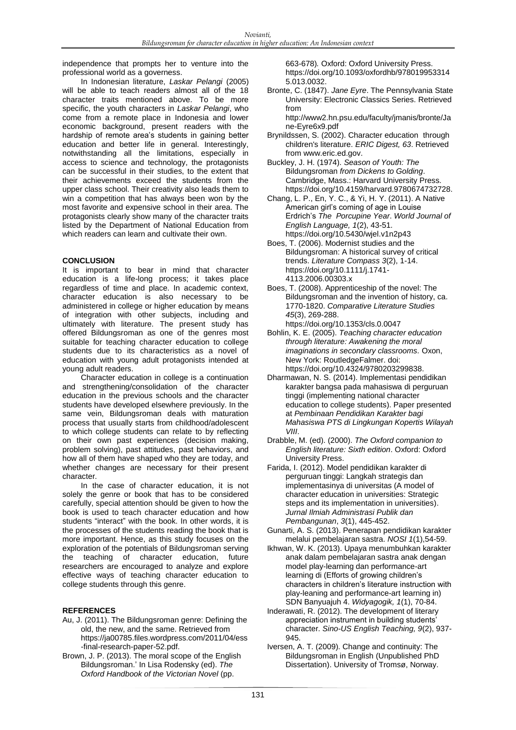independence that prompts her to venture into the professional world as a governess.

In Indonesian literature, *Laskar Pelangi* (2005) will be able to teach readers almost all of the 18 character traits mentioned above. To be more specific, the youth characters in *Laskar Pelangi*, who come from a remote place in Indonesia and lower economic background, present readers with the hardship of remote area's students in gaining better education and better life in general. Interestingly, notwithstanding all the limitations, especially in access to science and technology, the protagonists can be successful in their studies, to the extent that their achievements exceed the students from the upper class school. Their creativity also leads them to win a competition that has always been won by the most favorite and expensive school in their area. The protagonists clearly show many of the character traits listed by the Department of National Education from which readers can learn and cultivate their own.

## CONCLUSION

It is important to bear in mind that character education is a life-long process; it takes place regardless of time and place. In academic context, character education is also necessary to be administered in college or higher education by means of integration with other subjects, including and ultimately with literature. The present study has offered Bildungsroman as one of the genres most suitable for teaching character education to college students due to its characteristics as a novel of education with young adult protagonists intended at young adult readers.

Character education in college is a continuation and strengthening/consolidation of the character education in the previous schools and the character students have developed elsewhere previously. In the same vein, Bildungsroman deals with maturation process that usually starts from childhood/adolescent to which college students can relate to by reflecting on their own past experiences (decision making, problem solving), past attitudes, past behaviors, and how all of them have shaped who they are today, and whether changes are necessary for their present character.

In the case of character education, it is not solely the genre or book that has to be considered carefully, special attention should be given to how the book is used to teach character education and how students "interact" with the book. In other words, it is the processes of the students reading the book that is more important. Hence, as this study focuses on the exploration of the potentials of Bildungsroman serving the teaching of character education, future researchers are encouraged to analyze and explore effective ways of teaching character education to college students through this genre.

## REFERENCES

Au, J. (2011). The Bildungsroman genre: Defining the old, the new, and the same. Retrieved from https://ja00785.files.wordpress.com/2011/04/ess-final-research-paper-52.pdf.

Brown, J. P. (2013). The moral scope of the English Bildungsroman.' In Lisa Rodensky (ed). *The Oxford Handbook of the Victorian Novel* (pp. 663-678)*.* Oxford: Oxford University Press. https://doi.org/10.1093/oxfordhb/9780199533145.013.0032.

Bronte, C. (1847). *Jane Eyre*. The Pennsylvania State University: Electronic Classics Series. Retrieved from http://www2.hn.psu.edu/faculty/jmanis/bronte/Jane-Eyre6x9.pdf

Brynildssen, S. (2002). Character education through children's literature. *ERIC Digest, 63*. Retrieved from www.eric.ed.gov.

Buckley, J. H. (1974). *Season of Youth: The* Bildungsroman *from Dickens to Golding*. Cambridge, Mass.: Harvard University Press. https://doi.org/10.4159/harvard.9780674732728.

Chang, L. P., En, Y. C., & Yi, H. Y. (2011). A Native American girl's coming of age in Louise Erdrich's *The Porcupine Year*. *World Journal of English Language, 1*(2), 43-51. https://doi.org/10.5430/wjel.v1n2p43

Boes, T. (2006). Modernist studies and the Bildungsroman: A historical survey of critical trends. *Literature Compass 3*(2), 1-14. https://doi.org/10.1111/j.1741-4113.2006.00303.x

Boes, T. (2008). Apprenticeship of the novel: The Bildungsroman and the invention of history, ca. 1770-1820. *Comparative Literature Studies 45*(3), 269-288. https://doi.org/10.1353/cls.0.0047

Bohlin, K. E. (2005). *Teaching character education through literature: Awakening the moral imaginations in secondary classrooms*. Oxon, New York: RoutledgeFalmer. doi: https://doi.org/10.4324/9780203299838.

Dharmawan, N. S. (2014). Implementasi pendidikan karakter bangsa pada mahasiswa di perguruan tinggi (implementing national character education to college students). Paper presented at *Pembinaan Pendidikan Karakter bagi Mahasiswa PTS di Lingkungan Kopertis Wilayah VIII*.

Drabble, M. (ed). (2000). *The Oxford companion to English literature: Sixth edition*. Oxford: Oxford University Press.

Farida, I. (2012). Model pendidikan karakter di perguruan tinggi: Langkah strategis dan implementasinya di universitas (A model of character education in universities: Strategic steps and its implementation in universities). *Jurnal Ilmiah Administrasi Publik dan Pembangunan*, *3*(1), 445-452.

Gunarti, A. S. (2013). Penerapan pendidikan karakter melalui pembelajaran sastra. *NOSI 1*(1),54-59.

Ikhwan, W. K. (2013). Upaya menumbuhkan karakter anak dalam pembelajaran sastra anak dengan model play-learning dan performance-art learning di (Efforts of growing children's characters in children's literature instruction with play-leaning and performance-art learning in) SDN Banyuajuh 4. *Widyagogik, 1*(1), 70-84.

Inderawati, R. (2012). The development of literary appreciation instrument in building students' character. *Sino-US English Teaching, 9*(2), 937-945.

Iversen, A. T. (2009). Change and continuity: The Bildungsroman in English (Unpublished PhD Dissertation). University of Tromsø, Norway.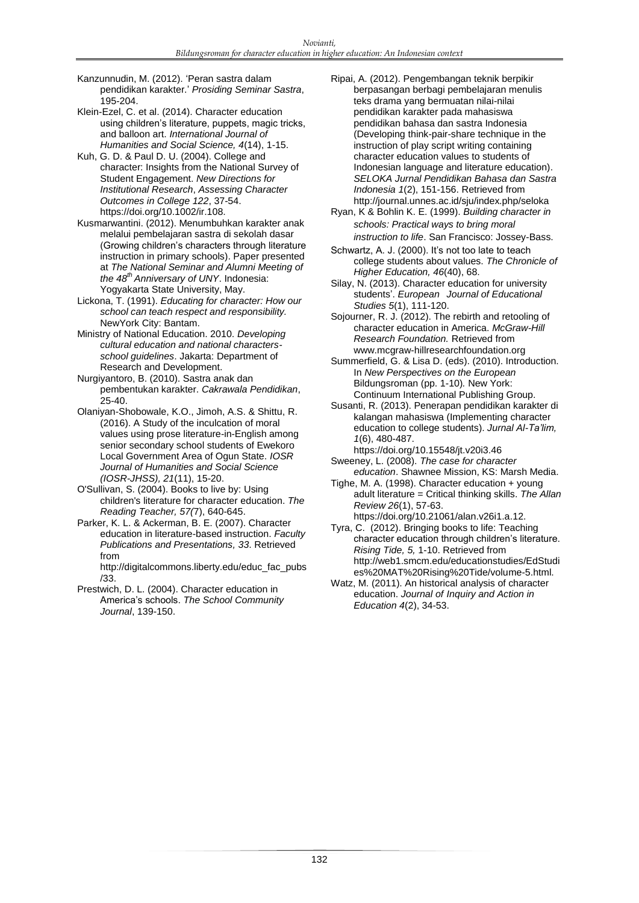Kanzunnudin, M. (2012). 'Peran sastra dalam pendidikan karakter.' *Prosiding Seminar Sastra*, 195-204.

Klein-Ezel, C. et al. (2014). Character education using children's literature, puppets, magic tricks, and balloon art. *International Journal of Humanities and Social Science, 4*(14), 1-15.

Kuh, G. D. & Paul D. U. (2004). College and character: Insights from the National Survey of Student Engagement. *New Directions for Institutional Research*, *Assessing Character Outcomes in College 122*, 37-54. https://doi.org/10.1002/ir.108.

Kusmarwantini. (2012). Menumbuhkan karakter anak melalui pembelajaran sastra di sekolah dasar (Growing children's characters through literature instruction in primary schools). Paper presented at *The National Seminar and Alumni Meeting of the 48th Anniversary of UNY*. Indonesia: Yogyakarta State University, May.

Lickona, T. (1991). *Educating for character: How our school can teach respect and responsibility.* NewYork City: Bantam.

Ministry of National Education. 2010. *Developing cultural education and national characters-school guidelines*. Jakarta: Department of Research and Development.

Nurgiyantoro, B. (2010). Sastra anak dan pembentukan karakter. *Cakrawala Pendidikan*, 25-40.

Olaniyan-Shobowale, K.O., Jimoh, A.S. & Shittu, R. (2016). A Study of the inculcation of moral values using prose literature-in-English among senior secondary school students of Ewekoro Local Government Area of Ogun State. *IOSR Journal of Humanities and Social Science (IOSR-JHSS), 21*(11), 15-20.

O'Sullivan, S. (2004). Books to live by: Using children's literature for character education. *The Reading Teacher, 57(*7), 640-645.

Parker, K. L. & Ackerman, B. E. (2007). Character education in literature-based instruction. *Faculty Publications and Presentations, 33*. Retrieved from http://digitalcommons.liberty.edu/educ_fac_pubs/33.

Prestwich, D. L. (2004). Character education in America's schools. *The School Community Journal*, 139-150.

Ripai, A. (2012). Pengembangan teknik berpikir berpasangan berbagi pembelajaran menulis teks drama yang bermuatan nilai-nilai pendidikan karakter pada mahasiswa pendidikan bahasa dan sastra Indonesia (Developing think-pair-share technique in the instruction of play script writing containing character education values to students of Indonesian language and literature education). *SELOKA Jurnal Pendidikan Bahasa dan Sastra Indonesia 1*(2), 151-156. Retrieved from http://journal.unnes.ac.id/sju/index.php/seloka

Ryan, K & Bohlin K. E. (1999). *Building character in schools: Practical ways to bring moral instruction to life*. San Francisco: Jossey-Bass.

Schwartz, A. J. (2000). It's not too late to teach college students about values. *The Chronicle of Higher Education, 46*(40), 68.

Silay, N. (2013). Character education for university students'. *European Journal of Educational Studies 5*(1), 111-120.

Sojourner, R. J. (2012). The rebirth and retooling of character education in America. *McGraw-Hill Research Foundation.* Retrieved from www.mcgraw-hillresearchfoundation.org

Summerfield, G. & Lisa D. (eds). (2010). Introduction. In *New Perspectives on the European* Bildungsroman (pp. 1-10)*.* New York: Continuum International Publishing Group.

Susanti, R. (2013). Penerapan pendidikan karakter di kalangan mahasiswa (Implementing character education to college students). *Jurnal Al-Ta'lim, 1*(6), 480-487. https://doi.org/10.15548/jt.v20i3.46

Sweeney, L. (2008). *The case for character education*. Shawnee Mission, KS: Marsh Media.

Tighe, M. A. (1998). Character education + young adult literature = Critical thinking skills. *The Allan Review 26*(1), 57-63. https://doi.org/10.21061/alan.v26i1.a.12.

Tyra, C. (2012). Bringing books to life: Teaching character education through children's literature. *Rising Tide, 5,* 1-10. Retrieved from http://web1.smcm.edu/educationstudies/EdStudies%20MAT%20Rising%20Tide/volume-5.html.

Watz, M. (2011). An historical analysis of character education. *Journal of Inquiry and Action in Education 4*(2), 34-53.